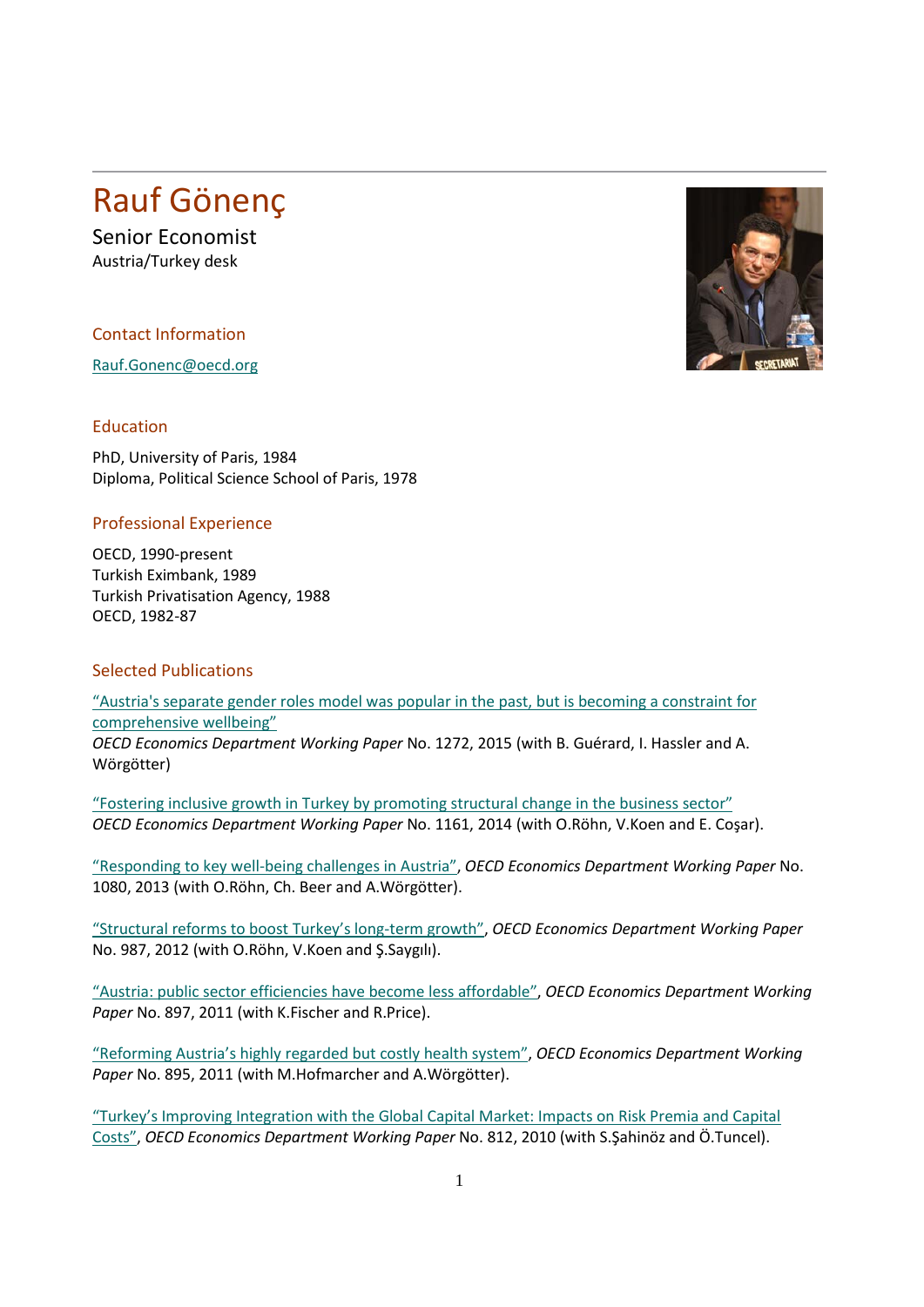# Rauf Gönenç

Senior Economist

Austria/Turkey desk

## Contact Information

[Rauf.Gonenc@oecd.org](mailto:Rauf.Gonenc@oecd.org)

## Education

PhD, University of Paris, 1984

Diploma, Political Science School of Paris, 1978

## Professional Experience

OECD, 1990-present

Turkish Eximbank, 1989

Turkish Privatisation Agency, 1988

OECD, 1982-87

## Selected Publications

"Austria's separate gender roles model was popular in the past, but is becoming a constraint for comprehensive wellbeing"
*OECD Economics Department Working Paper* No. 1272, 2015 (with B. Guérard, I. Hassler and A. Wörgötter)

"Fostering inclusive growth in Turkey by promoting structural change in the business sector"
*OECD Economics Department Working Paper* No. 1161, 2014 (with O.Röhn, V.Koen and E. Coşar).

"Responding to key well-being challenges in Austria", *OECD Economics Department Working Paper* No. 1080, 2013 (with O.Röhn, Ch. Beer and A.Wörgötter).

"Structural reforms to boost Turkey's long-term growth", *OECD Economics Department Working Paper* No. 987, 2012 (with O.Röhn, V.Koen and Ş.Saygılı).

"Austria: public sector efficiencies have become less affordable", *OECD Economics Department Working Paper* No. 897, 2011 (with K.Fischer and R.Price).

"Reforming Austria's highly regarded but costly health system", *OECD Economics Department Working Paper* No. 895, 2011 (with M.Hofmarcher and A.Wörgötter).

"Turkey's Improving Integration with the Global Capital Market: Impacts on Risk Premia and Capital Costs", *OECD Economics Department Working Paper* No. 812, 2010 (with S.Şahinöz and Ö.Tuncel).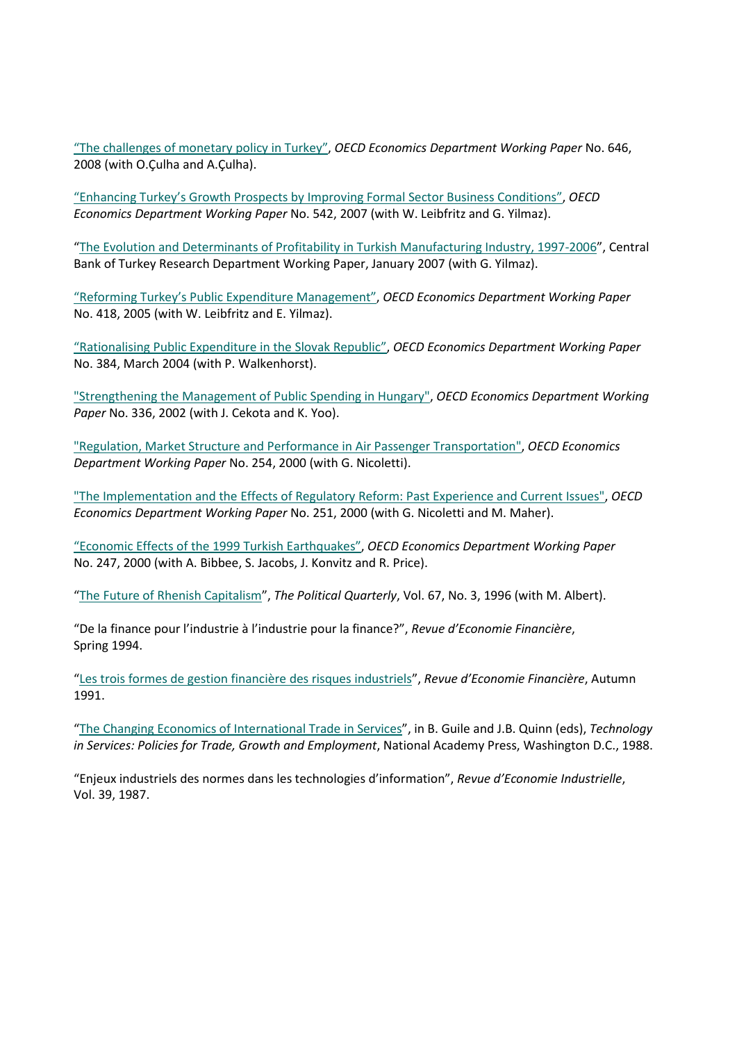“The challenges of monetary policy in Turkey”, *OECD Economics Department Working Paper* No. 646, 2008 (with O.Çulha and A.Çulha).

“Enhancing Turkey’s Growth Prospects by Improving Formal Sector Business Conditions”, *OECD Economics Department Working Paper* No. 542, 2007 (with W. Leibfritz and G. Yilmaz).

“The Evolution and Determinants of Profitability in Turkish Manufacturing Industry, 1997-2006”, Central Bank of Turkey Research Department Working Paper, January 2007 (with G. Yilmaz).

“Reforming Turkey’s Public Expenditure Management”, *OECD Economics Department Working Paper* No. 418, 2005 (with W. Leibfritz and E. Yilmaz).

“Rationalising Public Expenditure in the Slovak Republic”, *OECD Economics Department Working Paper* No. 384, March 2004 (with P. Walkenhorst).

"Strengthening the Management of Public Spending in Hungary", *OECD Economics Department Working Paper* No. 336, 2002 (with J. Cekota and K. Yoo).

"Regulation, Market Structure and Performance in Air Passenger Transportation", *OECD Economics Department Working Paper* No. 254, 2000 (with G. Nicoletti).

"The Implementation and the Effects of Regulatory Reform: Past Experience and Current Issues", *OECD Economics Department Working Paper* No. 251, 2000 (with G. Nicoletti and M. Maher).

“Economic Effects of the 1999 Turkish Earthquakes”, *OECD Economics Department Working Paper* No. 247, 2000 (with A. Bibbee, S. Jacobs, J. Konvitz and R. Price).

“The Future of Rhenish Capitalism”, *The Political Quarterly*, Vol. 67, No. 3, 1996 (with M. Albert).

“De la finance pour l’industrie à l’industrie pour la finance?”, *Revue d’Economie Financière*, Spring 1994.

“Les trois formes de gestion financière des risques industriels”, *Revue d’Economie Financière*, Autumn 1991.

“The Changing Economics of International Trade in Services”, in B. Guile and J.B. Quinn (eds), *Technology in Services: Policies for Trade, Growth and Employment*, National Academy Press, Washington D.C., 1988.

“Enjeux industriels des normes dans les technologies d’information”, *Revue d’Economie Industrielle*, Vol. 39, 1987.